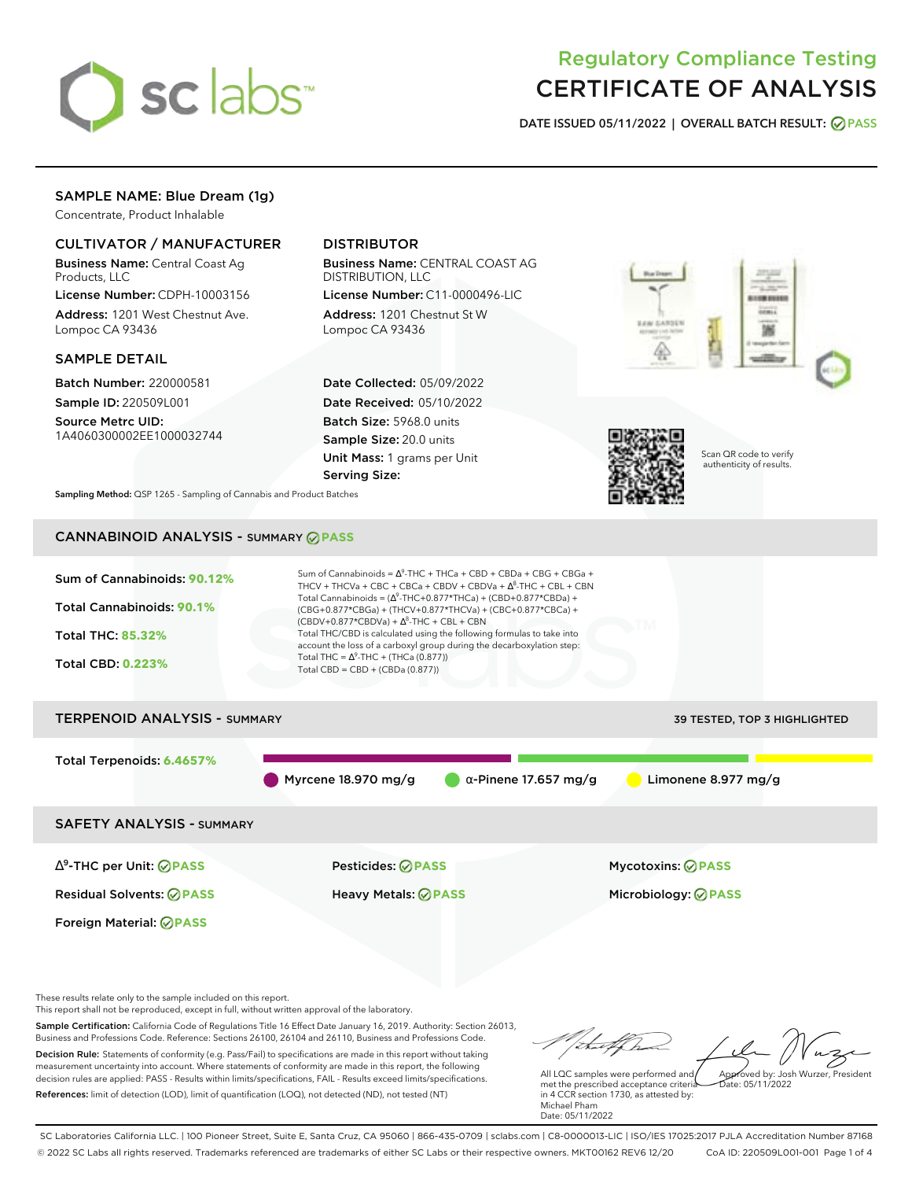# Regulatory Compliance Testing
# CERTIFICATE OF ANALYSIS

**DATE ISSUED 05/11/2022 | OVERALL BATCH RESULT: PASS**

## SAMPLE NAME: Blue Dream (1g)

Concentrate, Product Inhalable

### CULTIVATOR / MANUFACTURER

**Business Name:** Central Coast Ag Products, LLC

**License Number:** CDPH-10003156

**Address:** 1201 West Chestnut Ave. Lompoc CA 93436

### DISTRIBUTOR

**Business Name:** CENTRAL COAST AG DISTRIBUTION, LLC

**License Number:** C11-0000496-LIC

**Address:** 1201 Chestnut St W Lompoc CA 93436

### SAMPLE DETAIL

**Batch Number:** 220000581

**Sample ID:** 220509L001

**Source Metrc UID:** 1A4060300002EE1000032744

**Date Collected:** 05/09/2022

**Date Received:** 05/10/2022

**Batch Size:** 5968.0 units

**Sample Size:** 20.0 units

**Unit Mass:** 1 grams per Unit

**Serving Size:**

Scan QR code to verify authenticity of results.

**Sampling Method:** QSP 1265 - Sampling of Cannabis and Product Batches

## CANNABINOID ANALYSIS - SUMMARY PASS

Sum of Cannabinoids: **90.12%**

Total Cannabinoids: **90.1%**

Total THC: **85.32%**

Total CBD: **0.223%**

Sum of Cannabinoids = $\Delta^9$-THC + THCa + CBD + CBDa + CBG + CBGa + THCV + THCVa + CBC + CBCa + CBDV + CBDVa + $\Delta^8$-THC + CBL + CBN

Total Cannabinoids = ($\Delta^9$-THC+0.877*THCa) + (CBD+0.877*CBDa) + (CBG+0.877*CBGa) + (THCV+0.877*THCVa) + (CBC+0.877*CBCa) + (CBDV+0.877*CBDVa) + $\Delta^8$-THC + CBL + CBN

Total THC/CBD is calculated using the following formulas to take into account the loss of a carboxyl group during the decarboxylation step:

Total THC = $\Delta^9$-THC + (THCa (0.877))

Total CBD = CBD + (CBDa (0.877))

## TERPENOID ANALYSIS - SUMMARY

39 TESTED, TOP 3 HIGHLIGHTED

Total Terpenoids: **6.4657%**

Myrcene 18.970 mg/g | α-Pinene 17.657 mg/g | Limonene 8.977 mg/g

## SAFETY ANALYSIS - SUMMARY

| | | |
|---|---|---|
| $\Delta^9$-THC per Unit: PASS | Pesticides: PASS | Mycotoxins: PASS |
| Residual Solvents: PASS | Heavy Metals: PASS | Microbiology: PASS |
| Foreign Material: PASS | | |

These results relate only to the sample included on this report.
This report shall not be reproduced, except in full, without written approval of the laboratory.

**Sample Certification:** California Code of Regulations Title 16 Effect Date January 16, 2019. Authority: Section 26013, Business and Professions Code. Reference: Sections 26100, 26104 and 26110, Business and Professions Code.

**Decision Rule:** Statements of conformity (e.g. Pass/Fail) to specifications are made in this report without taking measurement uncertainty into account. Where statements of conformity are made in this report, the following decision rules are applied: PASS - Results within limits/specifications, FAIL - Results exceed limits/specifications.

**References:** limit of detection (LOD), limit of quantification (LOQ), not detected (ND), not tested (NT)

All LQC samples were performed and met the prescribed acceptance criteria in 4 CCR section 1730, as attested by: Michael Pham
Date: 05/11/2022

Approved by: Josh Wurzer, President
Date: 05/11/2022

SC Laboratories California LLC. | 100 Pioneer Street, Suite E, Santa Cruz, CA 95060 | 866-435-0709 | sclabs.com | C8-0000013-LIC | ISO/IES 17025:2017 PJLA Accreditation Number 87168
© 2022 SC Labs all rights reserved. Trademarks referenced are trademarks of either SC Labs or their respective owners. MKT00162 REV6 12/20 CoA ID: 220509L001-001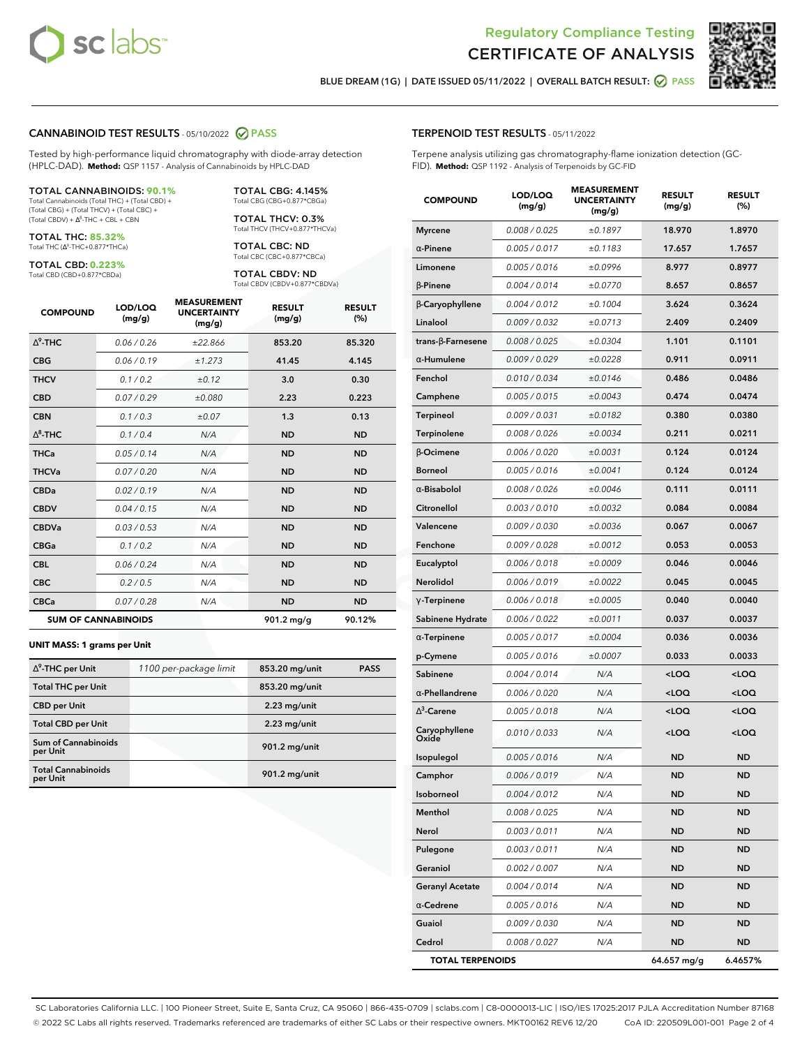Regulatory Compliance Testing

# CERTIFICATE OF ANALYSIS

BLUE DREAM (1G) | DATE ISSUED 05/11/2022 | OVERALL BATCH RESULT: PASS

## CANNABINOID TEST RESULTS - 05/10/2022 PASS

Tested by high-performance liquid chromatography with diode-array detection (HPLC-DAD). **Method:** QSP 1157 - Analysis of Cannabinoids by HPLC-DAD

**TOTAL CANNABINOIDS: 90.1%**
Total Cannabinoids (Total THC) + (Total CBD) + (Total CBG) + (Total THCV) + (Total CBC) + (Total CBDV) + $\Delta^8$-THC + CBL + CBN

**TOTAL THC: 85.32%**
Total THC ($\Delta^9$-THC+0.877*THCa)

**TOTAL CBD: 0.223%**
Total CBD (CBD+0.877*CBDa)

**TOTAL CBG: 4.145%**
Total CBG (CBG+0.877*CBGa)

**TOTAL THCV: 0.3%**
Total THCV (THCV+0.877*THCVa)

**TOTAL CBC: ND**
Total CBC (CBC+0.877*CBCa)

**TOTAL CBDV: ND**
Total CBDV (CBDV+0.877*CBDVa)

| COMPOUND | LOD/LOQ (mg/g) | MEASUREMENT UNCERTAINTY (mg/g) | RESULT (mg/g) | RESULT (%) |
|---|---|---|---|---|
| $\Delta^9$-THC | 0.06 / 0.26 | ±22.866 | 853.20 | 85.320 |
| CBG | 0.06 / 0.19 | ±1.273 | 41.45 | 4.145 |
| THCV | 0.1 / 0.2 | ±0.12 | 3.0 | 0.30 |
| CBD | 0.07 / 0.29 | ±0.080 | 2.23 | 0.223 |
| CBN | 0.1 / 0.3 | ±0.07 | 1.3 | 0.13 |
| $\Delta^8$-THC | 0.1 / 0.4 | N/A | ND | ND |
| THCa | 0.05 / 0.14 | N/A | ND | ND |
| THCVa | 0.07 / 0.20 | N/A | ND | ND |
| CBDa | 0.02 / 0.19 | N/A | ND | ND |
| CBDV | 0.04 / 0.15 | N/A | ND | ND |
| CBDVa | 0.03 / 0.53 | N/A | ND | ND |
| CBGa | 0.1 / 0.2 | N/A | ND | ND |
| CBL | 0.06 / 0.24 | N/A | ND | ND |
| CBC | 0.2 / 0.5 | N/A | ND | ND |
| CBCa | 0.07 / 0.28 | N/A | ND | ND |
| **SUM OF CANNABINOIDS** | | | 901.2 mg/g | 90.12% |

### UNIT MASS: 1 grams per Unit

| | | | |
|---|---|---|---|
| $\Delta^9$-THC per Unit | 1100 per-package limit | 853.20 mg/unit | PASS |
| Total THC per Unit | | 853.20 mg/unit | |
| CBD per Unit | | 2.23 mg/unit | |
| Total CBD per Unit | | 2.23 mg/unit | |
| Sum of Cannabinoids per Unit | | 901.2 mg/unit | |
| Total Cannabinoids per Unit | | 901.2 mg/unit | |

## TERPENOID TEST RESULTS - 05/11/2022

Terpene analysis utilizing gas chromatography-flame ionization detection (GC-FID). **Method:** QSP 1192 - Analysis of Terpenoids by GC-FID

| COMPOUND | LOD/LOQ (mg/g) | MEASUREMENT UNCERTAINTY (mg/g) | RESULT (mg/g) | RESULT (%) |
|---|---|---|---|---|
| Myrcene | 0.008 / 0.025 | ±0.1897 | 18.970 | 1.8970 |
| α-Pinene | 0.005 / 0.017 | ±0.1183 | 17.657 | 1.7657 |
| Limonene | 0.005 / 0.016 | ±0.0996 | 8.977 | 0.8977 |
| β-Pinene | 0.004 / 0.014 | ±0.0770 | 8.657 | 0.8657 |
| β-Caryophyllene | 0.004 / 0.012 | ±0.1004 | 3.624 | 0.3624 |
| Linalool | 0.009 / 0.032 | ±0.0713 | 2.409 | 0.2409 |
| trans-β-Farnesene | 0.008 / 0.025 | ±0.0304 | 1.101 | 0.1101 |
| α-Humulene | 0.009 / 0.029 | ±0.0228 | 0.911 | 0.0911 |
| Fenchol | 0.010 / 0.034 | ±0.0146 | 0.486 | 0.0486 |
| Camphene | 0.005 / 0.015 | ±0.0043 | 0.474 | 0.0474 |
| Terpineol | 0.009 / 0.031 | ±0.0182 | 0.380 | 0.0380 |
| Terpinolene | 0.008 / 0.026 | ±0.0034 | 0.211 | 0.0211 |
| β-Ocimene | 0.006 / 0.020 | ±0.0031 | 0.124 | 0.0124 |
| Borneol | 0.005 / 0.016 | ±0.0041 | 0.124 | 0.0124 |
| α-Bisabolol | 0.008 / 0.026 | ±0.0046 | 0.111 | 0.0111 |
| Citronellol | 0.003 / 0.010 | ±0.0032 | 0.084 | 0.0084 |
| Valencene | 0.009 / 0.030 | ±0.0036 | 0.067 | 0.0067 |
| Fenchone | 0.009 / 0.028 | ±0.0012 | 0.053 | 0.0053 |
| Eucalyptol | 0.006 / 0.018 | ±0.0009 | 0.046 | 0.0046 |
| Nerolidol | 0.006 / 0.019 | ±0.0022 | 0.045 | 0.0045 |
| γ-Terpinene | 0.006 / 0.018 | ±0.0005 | 0.040 | 0.0040 |
| Sabinene Hydrate | 0.006 / 0.022 | ±0.0011 | 0.037 | 0.0037 |
| α-Terpinene | 0.005 / 0.017 | ±0.0004 | 0.036 | 0.0036 |
| p-Cymene | 0.005 / 0.016 | ±0.0007 | 0.033 | 0.0033 |
| Sabinene | 0.004 / 0.014 | N/A | <LOQ | <LOQ |
| α-Phellandrene | 0.006 / 0.020 | N/A | <LOQ | <LOQ |
| $\Delta^3$-Carene | 0.005 / 0.018 | N/A | <LOQ | <LOQ |
| Caryophyllene Oxide | 0.010 / 0.033 | N/A | <LOQ | <LOQ |
| Isopulegol | 0.005 / 0.016 | N/A | ND | ND |
| Camphor | 0.006 / 0.019 | N/A | ND | ND |
| Isoborneol | 0.004 / 0.012 | N/A | ND | ND |
| Menthol | 0.008 / 0.025 | N/A | ND | ND |
| Nerol | 0.003 / 0.011 | N/A | ND | ND |
| Pulegone | 0.003 / 0.011 | N/A | ND | ND |
| Geraniol | 0.002 / 0.007 | N/A | ND | ND |
| Geranyl Acetate | 0.004 / 0.014 | N/A | ND | ND |
| α-Cedrene | 0.005 / 0.016 | N/A | ND | ND |
| Guaiol | 0.009 / 0.030 | N/A | ND | ND |
| Cedrol | 0.008 / 0.027 | N/A | ND | ND |
| **TOTAL TERPENOIDS** | | | 64.657 mg/g | 6.4657% |

SC Laboratories California LLC. | 100 Pioneer Street, Suite E, Santa Cruz, CA 95060 | 866-435-0709 | sclabs.com | C8-0000013-LIC | ISO/IES 17025:2017 PJLA Accreditation Number 87168
© 2022 SC Labs all rights reserved. Trademarks referenced are trademarks of either SC Labs or their respective owners. MKT00162 REV6 12/20 CoA ID: 220509L001-001